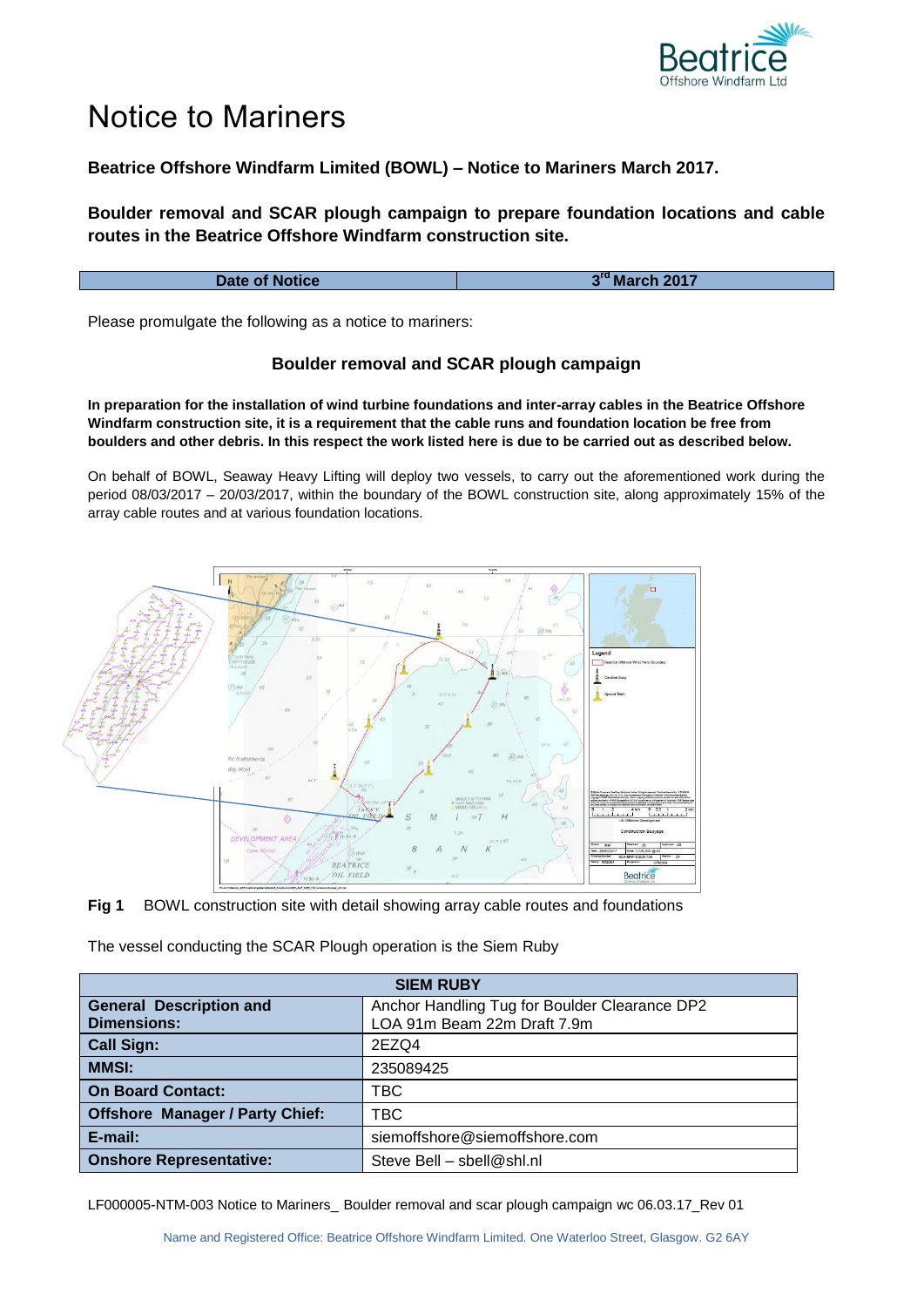# Notice to Mariners

**Beatrice Offshore Windfarm Limited (BOWL) – Notice to Mariners March 2017.**

**Boulder removal and SCAR plough campaign to prepare foundation locations and cable routes in the Beatrice Offshore Windfarm construction site.**

| Date of Notice | 3rd March 2017 |
|---|---|

Please promulgate the following as a notice to mariners:

### Boulder removal and SCAR plough campaign

**In preparation for the installation of wind turbine foundations and inter-array cables in the Beatrice Offshore Windfarm construction site, it is a requirement that the cable runs and foundation location be free from boulders and other debris. In this respect the work listed here is due to be carried out as described below.**

On behalf of BOWL, Seaway Heavy Lifting will deploy two vessels, to carry out the aforementioned work during the period 08/03/2017 – 20/03/2017, within the boundary of the BOWL construction site, along approximately 15% of the array cable routes and at various foundation locations.

**Fig 1** BOWL construction site with detail showing array cable routes and foundations

The vessel conducting the SCAR Plough operation is the Siem Ruby

| SIEM RUBY | |
|---|---|
| **General Description and Dimensions:** | Anchor Handling Tug for Boulder Clearance DP2<br>LOA 91m Beam 22m Draft 7.9m |
| **Call Sign:** | 2EZQ4 |
| **MMSI:** | 235089425 |
| **On Board Contact:** | TBC |
| **Offshore Manager / Party Chief:** | TBC |
| **E-mail:** | siemoffshore@siemoffshore.com |
| **Onshore Representative:** | Steve Bell – sbell@shl.nl |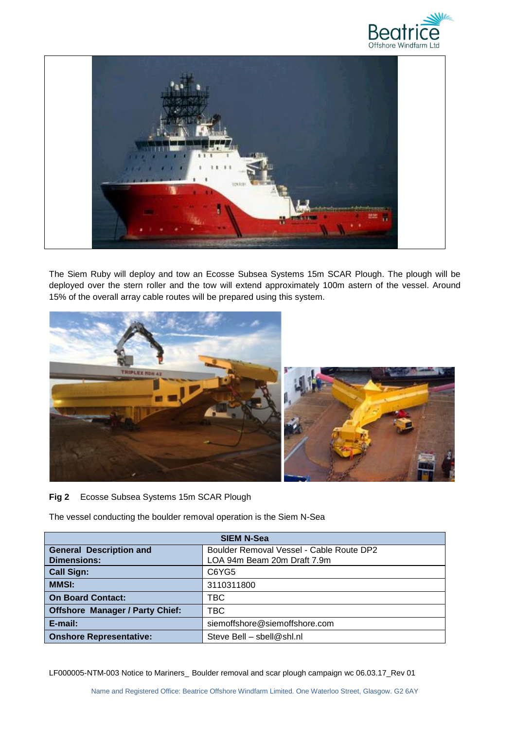The Siem Ruby will deploy and tow an Ecosse Subsea Systems 15m SCAR Plough. The plough will be deployed over the stern roller and the tow will extend approximately 100m astern of the vessel. Around 15% of the overall array cable routes will be prepared using this system.

**Fig 2** Ecosse Subsea Systems 15m SCAR Plough

The vessel conducting the boulder removal operation is the Siem N-Sea

| SIEM N-Sea | |
|---|---|
| **General Description and Dimensions:** | Boulder Removal Vessel - Cable Route DP2<br>LOA 94m Beam 20m Draft 7.9m |
| **Call Sign:** | C6YG5 |
| **MMSI:** | 3110311800 |
| **On Board Contact:** | TBC |
| **Offshore Manager / Party Chief:** | TBC |
| **E-mail:** | siemoffshore@siemoffshore.com |
| **Onshore Representative:** | Steve Bell – sbell@shl.nl |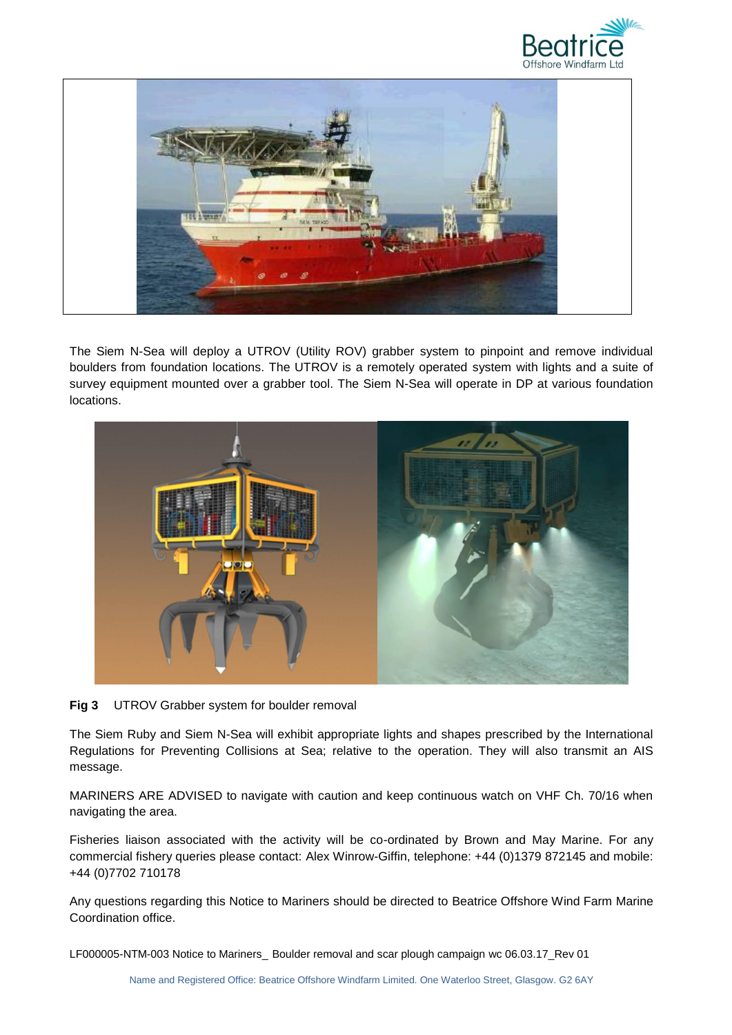The Siem N-Sea will deploy a UTROV (Utility ROV) grabber system to pinpoint and remove individual boulders from foundation locations. The UTROV is a remotely operated system with lights and a suite of survey equipment mounted over a grabber tool. The Siem N-Sea will operate in DP at various foundation locations.

**Fig 3** UTROV Grabber system for boulder removal

The Siem Ruby and Siem N-Sea will exhibit appropriate lights and shapes prescribed by the International Regulations for Preventing Collisions at Sea; relative to the operation. They will also transmit an AIS message.

MARINERS ARE ADVISED to navigate with caution and keep continuous watch on VHF Ch. 70/16 when navigating the area.

Fisheries liaison associated with the activity will be co-ordinated by Brown and May Marine. For any commercial fishery queries please contact: Alex Winrow-Giffin, telephone: +44 (0)1379 872145 and mobile: +44 (0)7702 710178

Any questions regarding this Notice to Mariners should be directed to Beatrice Offshore Wind Farm Marine Coordination office.

LF000005-NTM-003 Notice to Mariners_ Boulder removal and scar plough campaign wc 06.03.17_Rev 01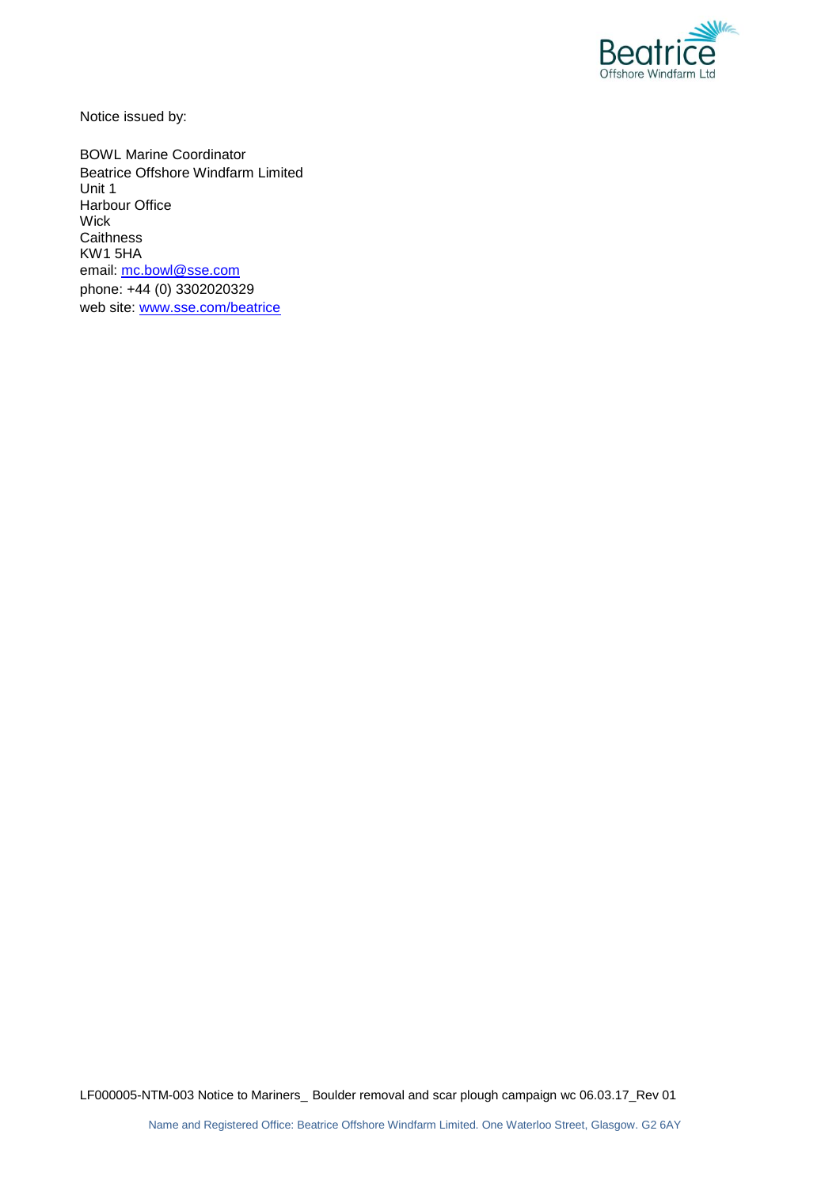Notice issued by:

BOWL Marine Coordinator
Beatrice Offshore Windfarm Limited
Unit 1
Harbour Office
Wick
Caithness
KW1 5HA
email: mc.bowl@sse.com
phone: +44 (0) 3302020329
web site: www.sse.com/beatrice